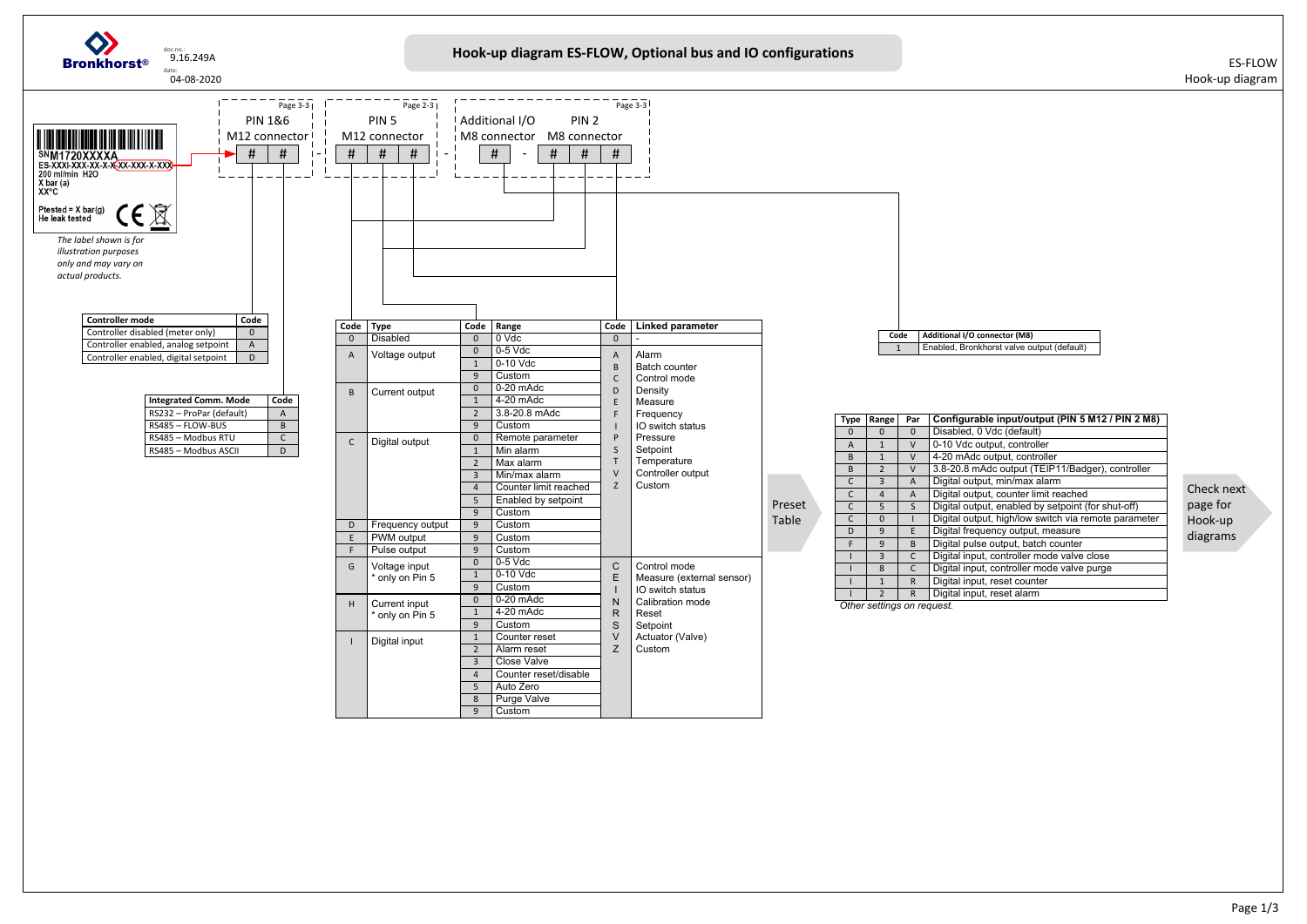doc.no.: 9.16.249A
date: 04-08-2020

# Hook-up diagram ES-FLOW, Optional bus and IO configurations

ES-FLOW
Hook-up diagram

SN M1720XXXXA
ES-XXXI-XXX-XX-X-X-XX-XXX-X-XXX
200 ml/min H2O
X bar (a)
XX°C

Ptested = X bar(g)
He leak tested

*The label shown is for illustration purposes only and may vary on actual products.*

PIN 1&6 M12 connector (Page 3-3): # #

PIN 5 M12 connector (Page 2-3): # # #

Additional I/O M8 connector: # - PIN 2 M8 connector (Page 3-3): # # #

| Controller mode | Code |
|---|---|
| Controller disabled (meter only) | 0 |
| Controller enabled, analog setpoint | A |
| Controller enabled, digital setpoint | D |

| Integrated Comm. Mode | Code |
|---|---|
| RS232 – ProPar (default) | A |
| RS485 – FLOW-BUS | B |
| RS485 – Modbus RTU | C |
| RS485 – Modbus ASCII | D |

| Code | Type | Code | Range | Code | Linked parameter |
|---|---|---|---|---|---|
| 0 | Disabled | 0 | 0 Vdc | 0 | - |
| A | Voltage output | 0 | 0-5 Vdc | A | Alarm |
| | | 1 | 0-10 Vdc | B | Batch counter |
| | | 9 | Custom | C | Control mode |
| B | Current output | 0 | 0-20 mAdc | D | Density |
| | | 1 | 4-20 mAdc | E | Measure |
| | | 2 | 3.8-20.8 mAdc | F | Frequency |
| | | 9 | Custom | I | IO switch status |
| C | Digital output | 0 | Remote parameter | P | Pressure |
| | | 1 | Min alarm | S | Setpoint |
| | | 2 | Max alarm | T | Temperature |
| | | 3 | Min/max alarm | V | Controller output |
| | | 4 | Counter limit reached | Z | Custom |
| | | 5 | Enabled by setpoint | | |
| | | 9 | Custom | | |
| D | Frequency output | 9 | Custom | | |
| E | PWM output | 9 | Custom | | |
| F | Pulse output | 9 | Custom | | |
| G | Voltage input * only on Pin 5 | 0 | 0-5 Vdc | C | Control mode |
| | | 1 | 0-10 Vdc | E | Measure (external sensor) |
| | | 9 | Custom | I | IO switch status |
| H | Current input * only on Pin 5 | 0 | 0-20 mAdc | N | Calibration mode |
| | | 1 | 4-20 mAdc | R | Reset |
| | | 9 | Custom | S | Setpoint |
| I | Digital input | 1 | Counter reset | V | Actuator (Valve) |
| | | 2 | Alarm reset | Z | Custom |
| | | 3 | Close Valve | | |
| | | 4 | Counter reset/disable | | |
| | | 5 | Auto Zero | | |
| | | 8 | Purge Valve | | |
| | | 9 | Custom | | |

| Code | Additional I/O connector (M8) |
|---|---|
| 1 | Enabled, Bronkhorst valve output (default) |

Preset Table

| Type | Range | Par | Configurable input/output (PIN 5 M12 / PIN 2 M8) |
|---|---|---|---|
| 0 | 0 | 0 | Disabled, 0 Vdc (default) |
| A | 1 | V | 0-10 Vdc output, controller |
| B | 1 | V | 4-20 mAdc output, controller |
| B | 2 | V | 3.8-20.8 mAdc output (TEIP11/Badger), controller |
| C | 3 | A | Digital output, min/max alarm |
| C | 4 | A | Digital output, counter limit reached |
| C | 5 | S | Digital output, enabled by setpoint (for shut-off) |
| C | 0 | I | Digital output, high/low switch via remote parameter |
| D | 9 | E | Digital frequency output, measure |
| F | 9 | B | Digital pulse output, batch counter |
| I | 3 | C | Digital input, controller mode valve close |
| I | 8 | C | Digital input, controller mode valve purge |
| I | 1 | R | Digital input, reset counter |
| I | 2 | R | Digital input, reset alarm |

*Other settings on request.*

Check next page for Hook-up diagrams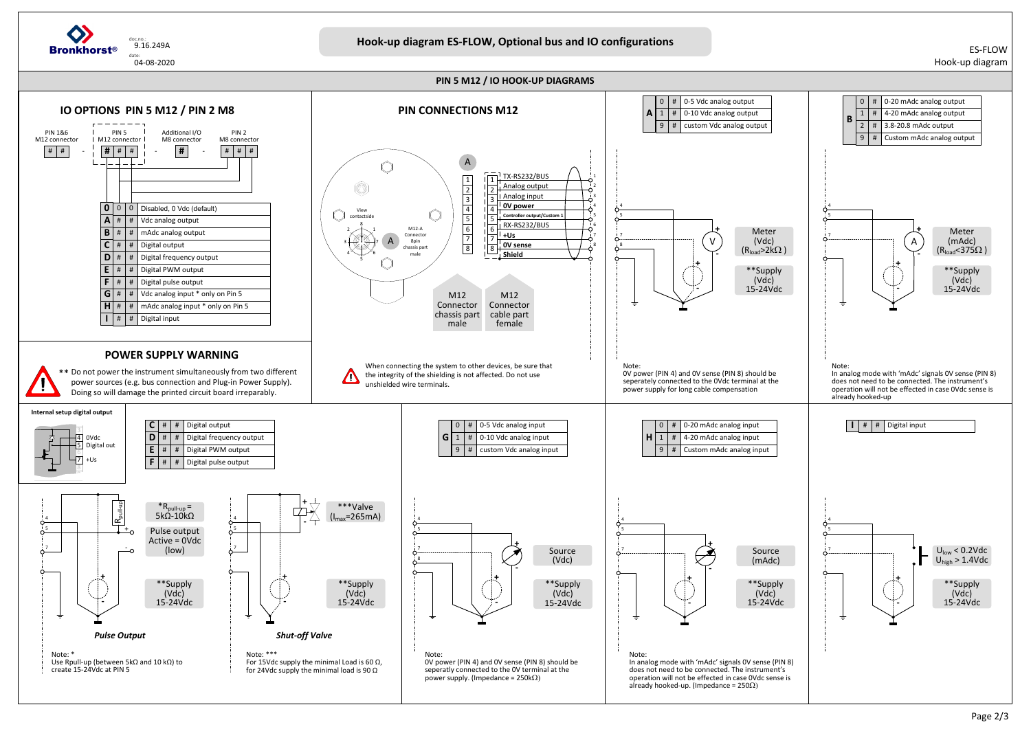doc.no.: 9.16.249A
date: 04-08-2020

# Hook-up diagram ES-FLOW, Optional bus and IO configurations

ES-FLOW
Hook-up diagram

## PIN 5 M12 / IO HOOK-UP DIAGRAMS

### IO OPTIONS PIN 5 M12 / PIN 2 M8

PIN 1&6 M12 connector: # # - PIN 5 M12 connector: # # # - Additional I/O M8 connector: # - PIN 2 M8 connector: # # #

| | | | |
|---|---|---|---|
| 0 | 0 | 0 | Disabled, 0 Vdc (default) |
| A | # | # | Vdc analog output |
| B | # | # | mAdc analog output |
| C | # | # | Digital output |
| D | # | # | Digital frequency output |
| E | # | # | Digital PWM output |
| F | # | # | Digital pulse output |
| G | # | # | Vdc analog input * only on Pin 5 |
| H | # | # | mAdc analog input * only on Pin 5 |
| I | # | # | Digital input |

### PIN CONNECTIONS M12

| Pin | Function |
|---|---|
| 1 | TX-RS232/BUS |
| 2 | Analog output |
| 3 | Analog input |
| 4 | 0V power |
| 5 | Controller output/Custom 1 |
| 6 | RX-RS232/BUS |
| 7 | +Us |
| 8 | 0V sense |
| | Shield |

View contactside. M12-A Connector 8pin chassis part male.

M12 Connector chassis part male — M12 Connector cable part female

| | | | |
|---|---|---|---|
| A | 0 | # | 0-5 Vdc analog output |
| | 1 | # | 0-10 Vdc analog output |
| | 9 | # | custom Vdc analog output |

Meter (Vdc) ($R_{load}$>2kΩ)
**Supply (Vdc) 15-24Vdc

Note:
0V power (PIN 4) and 0V sense (PIN 8) should be seperately connected to the 0Vdc terminal at the power supply for long cable compensation

| | | | |
|---|---|---|---|
| B | 0 | # | 0-20 mAdc analog output |
| | 1 | # | 4-20 mAdc analog output |
| | 2 | # | 3.8-20.8 mAdc output |
| | 9 | # | Custom mAdc analog output |

Meter (mAdc) ($R_{load}$<375Ω)
**Supply (Vdc) 15-24Vdc

Note:
In analog mode with 'mAdc' signals 0V sense (PIN 8) does not need to be connected. The instrument's operation will not be effected in case 0Vdc sense is already hooked-up

### POWER SUPPLY WARNING

** Do not power the instrument simultaneously from two different power sources (e.g. bus connection and Plug-in Power Supply). Doing so will damage the printed circuit board irreparably.

When connecting the system to other devices, be sure that the integrity of the shielding is not affected. Do not use unshielded wire terminals.

#### Internal setup digital output

4 0Vdc, 5 Digital out, 7 +Us

| | | | |
|---|---|---|---|
| C | # | # | Digital output |
| D | # | # | Digital frequency output |
| E | # | # | Digital PWM output |
| F | # | # | Digital pulse output |

*$R_{pull-up}$ = 5kΩ-10kΩ
Pulse output Active = 0Vdc (low)
**Supply (Vdc) 15-24Vdc

***Valve ($I_{max}$=265mA)
**Supply (Vdc) 15-24Vdc

*Pulse Output*

*Shut-off Valve*

Note: *
Use Rpull-up (between 5kΩ and 10 kΩ) to create 15-24Vdc at PIN 5

Note: ***
For 15Vdc supply the minimal Load is 60 Ω, for 24Vdc supply the minimal load is 90 Ω

| | | | |
|---|---|---|---|
| G | 0 | # | 0-5 Vdc analog input |
| | 1 | # | 0-10 Vdc analog input |
| | 9 | # | custom Vdc analog input |

Source (Vdc)
**Supply (Vdc) 15-24Vdc

Note:
0V power (PIN 4) and 0V sense (PIN 8) should be seperatly connected to the 0V terminal at the power supply. (Impedance = 250kΩ)

| | | | |
|---|---|---|---|
| H | 0 | # | 0-20 mAdc analog input |
| | 1 | # | 4-20 mAdc analog input |
| | 9 | # | Custom mAdc analog input |

Source (mAdc)
**Supply (Vdc) 15-24Vdc

Note:
In analog mode with 'mAdc' signals 0V sense (PIN 8) does not need to be connected. The instrument's operation will not be effected in case 0Vdc sense is already hooked-up. (Impedance = 250Ω)

| | | | |
|---|---|---|---|
| I | # | # | Digital input |

$U_{low}$ < 0.2Vdc
$U_{high}$ > 1.4Vdc
**Supply (Vdc) 15-24Vdc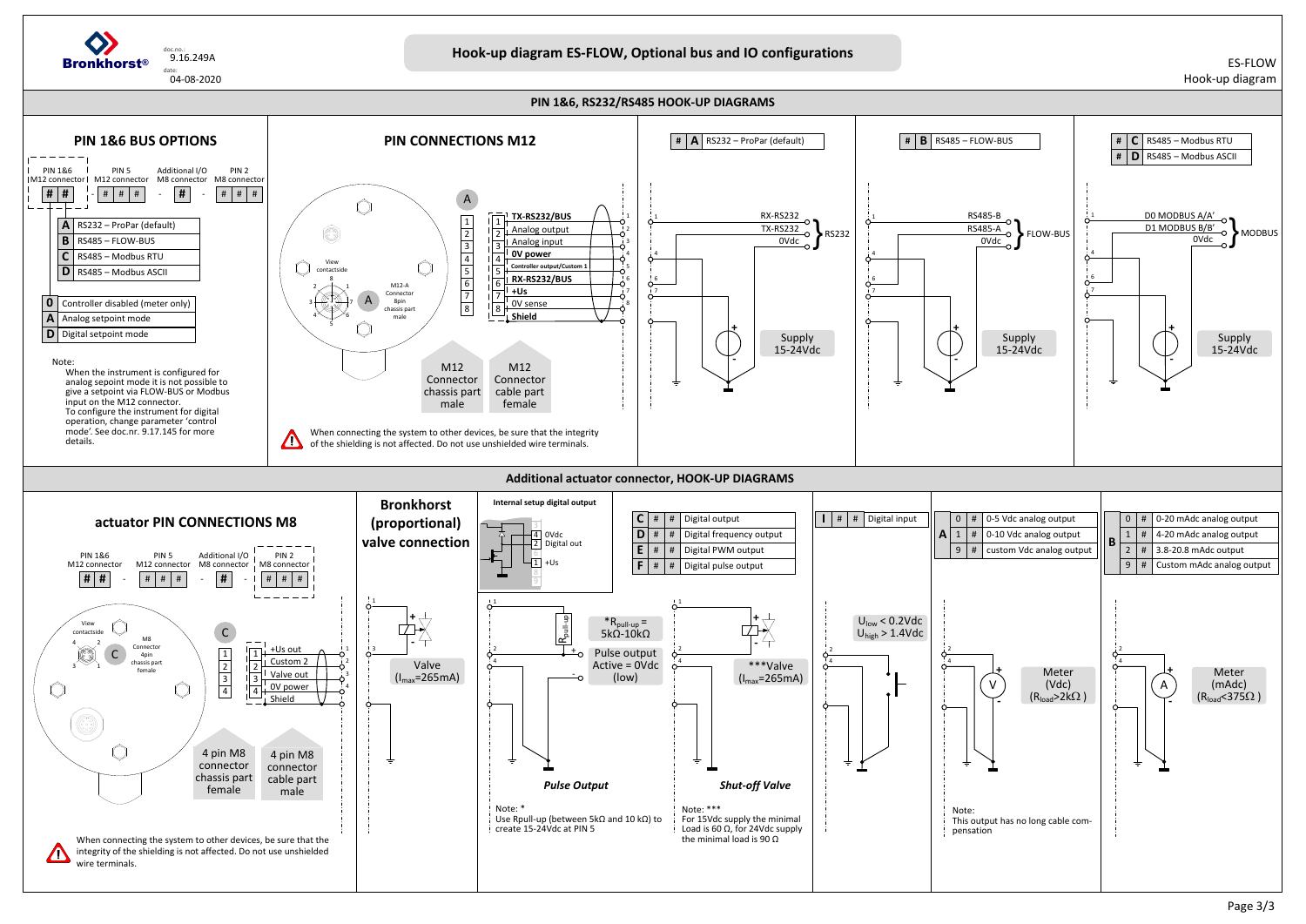doc.no.: 9.16.249A

date: 04-08-2020

# Hook-up diagram ES-FLOW, Optional bus and IO configurations

ES-FLOW
Hook-up diagram

## PIN 1&6, RS232/RS485 HOOK-UP DIAGRAMS

### PIN 1&6 BUS OPTIONS

PIN 1&6 M12 connector | PIN 5 M12 connector | Additional I/O M8 connector | PIN 2 M8 connector

## - # # # - # - # # #

| | |
|---|---|
| A | RS232 – ProPar (default) |
| B | RS485 – FLOW-BUS |
| C | RS485 – Modbus RTU |
| D | RS485 – Modbus ASCII |

| | |
|---|---|
| 0 | Controller disabled (meter only) |
| A | Analog setpoint mode |
| D | Digital setpoint mode |

Note:
When the instrument is configured for analog sepoint mode it is not possible to give a setpoint via FLOW-BUS or Modbus input on the M12 connector.
To configure the instrument for digital operation, change parameter 'control mode'. See doc.nr. 9.17.145 for more details.

### PIN CONNECTIONS M12

View contactside

M12-A Connector 8pin chassis part male

| Pin | Function |
|---|---|
| 1 | TX-RS232/BUS |
| 2 | Analog output |
| 3 | Analog input |
| 4 | 0V power |
| 5 | Controller output/Custom 1 |
| 6 | RX-RS232/BUS |
| 7 | +Us |
| 8 | 0V sense |
| | Shield |

M12 Connector chassis part male

M12 Connector cable part female

When connecting the system to other devices, be sure that the integrity of the shielding is not affected. Do not use unshielded wire terminals.

**# A** RS232 – ProPar (default)

RX-RS232
TX-RS232
0Vdc
RS232
Supply 15-24Vdc

**# B** RS485 – FLOW-BUS

RS485-B
RS485-A
0Vdc
FLOW-BUS
Supply 15-24Vdc

**# C** RS485 – Modbus RTU
**# D** RS485 – Modbus ASCII

D0 MODBUS A/A'
D1 MODBUS B/B'
0Vdc
MODBUS
Supply 15-24Vdc

## Additional actuator connector, HOOK-UP DIAGRAMS

### actuator PIN CONNECTIONS M8

PIN 1&6 M12 connector | PIN 5 M12 connector | Additional I/O M8 connector | PIN 2 M8 connector

## - # # # - # - # # #

View contactside

M8 Connector 4pin chassis part female

| Pin | Function |
|---|---|
| 1 | +Us out |
| 2 | Custom 2 |
| 3 | Valve out |
| 4 | 0V power |
| | Shield |

4 pin M8 connector chassis part female

4 pin M8 connector cable part male

When connecting the system to other devices, be sure that the integrity of the shielding is not affected. Do not use unshielded wire terminals.

### Bronkhorst (proportional) valve connection

Valve ($I_{max}$=265mA)

**Internal setup digital output**

4 0Vdc
2 Digital out
1 +Us

| | | | |
|---|---|---|---|
| C | # | # | Digital output |
| D | # | # | Digital frequency output |
| E | # | # | Digital PWM output |
| F | # | # | Digital pulse output |

*$R_{pull-up}$ = 5kΩ-10kΩ

Pulse output Active = 0Vdc (low)

***Valve ($I_{max}$=265mA)

*Pulse Output*

*Shut-off Valve*

Note: *
Use Rpull-up (between 5kΩ and 10 kΩ) to create 15-24Vdc at PIN 5

Note: ***
For 15Vdc supply the minimal Load is 60 Ω, for 24Vdc supply the minimal load is 90 Ω

**I # #** Digital input

$U_{low}$ < 0.2Vdc
$U_{high}$ > 1.4Vdc

| | | | |
|---|---|---|---|
| A | 0 | # | 0-5 Vdc analog output |
| | 1 | # | 0-10 Vdc analog output |
| | 9 | # | custom Vdc analog output |

Meter (Vdc) ($R_{load}$>2kΩ)

Note:
This output has no long cable compensation

| | | | |
|---|---|---|---|
| B | 0 | # | 0-20 mAdc analog output |
| | 1 | # | 4-20 mAdc analog output |
| | 2 | # | 3.8-20.8 mAdc output |
| | 9 | # | Custom mAdc analog output |

Meter (mAdc) ($R_{load}$<375Ω)